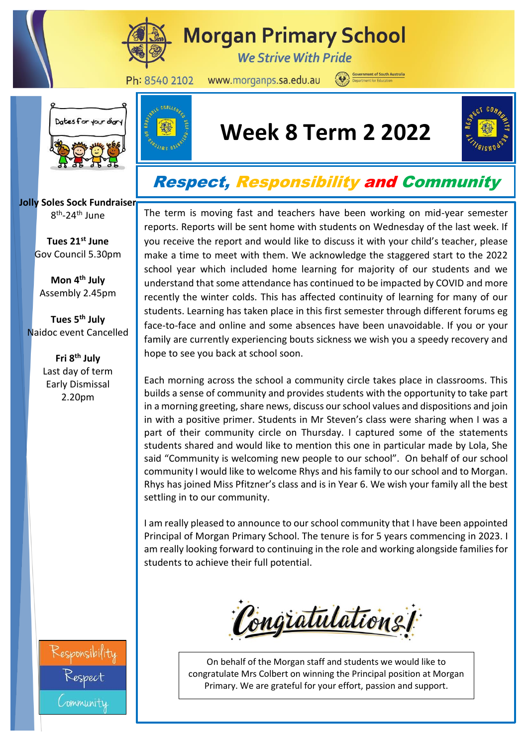# Morgan Primary School

*We Strive With Pride*

Ph: 8540 2102 www.morganps.sa.edu.au

Dates for your diary

**Jolly Soles Sock Fundraiser**
8th-24th June

**Tues 21st June**
Gov Council 5.30pm

**Mon 4th July**
Assembly 2.45pm

**Tues 5th July**
Naidoc event Cancelled

**Fri 8th July**
Last day of term
Early Dismissal
2.20pm

# Week 8 Term 2 2022

## *Respect, Responsibility and Community*

The term is moving fast and teachers have been working on mid-year semester reports. Reports will be sent home with students on Wednesday of the last week. If you receive the report and would like to discuss it with your child's teacher, please make a time to meet with them. We acknowledge the staggered start to the 2022 school year which included home learning for majority of our students and we understand that some attendance has continued to be impacted by COVID and more recently the winter colds. This has affected continuity of learning for many of our students. Learning has taken place in this first semester through different forums eg face-to-face and online and some absences have been unavoidable. If you or your family are currently experiencing bouts sickness we wish you a speedy recovery and hope to see you back at school soon.

Each morning across the school a community circle takes place in classrooms. This builds a sense of community and provides students with the opportunity to take part in a morning greeting, share news, discuss our school values and dispositions and join in with a positive primer. Students in Mr Steven's class were sharing when I was a part of their community circle on Thursday. I captured some of the statements students shared and would like to mention this one in particular made by Lola, She said "Community is welcoming new people to our school". On behalf of our school community I would like to welcome Rhys and his family to our school and to Morgan. Rhys has joined Miss Pfitzner's class and is in Year 6. We wish your family all the best settling in to our community.

I am really pleased to announce to our school community that I have been appointed Principal of Morgan Primary School. The tenure is for 5 years commencing in 2023. I am really looking forward to continuing in the role and working alongside families for students to achieve their full potential.

**Congratulations!**

On behalf of the Morgan staff and students we would like to congratulate Mrs Colbert on winning the Principal position at Morgan Primary. We are grateful for your effort, passion and support.

Responsibility
Respect
Community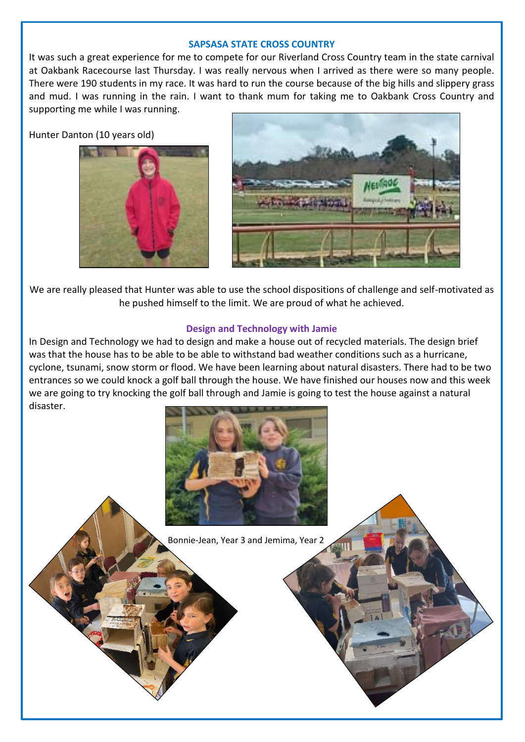## SAPSASA STATE CROSS COUNTRY

It was such a great experience for me to compete for our Riverland Cross Country team in the state carnival at Oakbank Racecourse last Thursday. I was really nervous when I arrived as there were so many people. There were 190 students in my race. It was hard to run the course because of the big hills and slippery grass and mud. I was running in the rain. I want to thank mum for taking me to Oakbank Cross Country and supporting me while I was running.

Hunter Danton (10 years old)

We are really pleased that Hunter was able to use the school dispositions of challenge and self-motivated as he pushed himself to the limit. We are proud of what he achieved.

## Design and Technology with Jamie

In Design and Technology we had to design and make a house out of recycled materials. The design brief was that the house has to be able to be able to withstand bad weather conditions such as a hurricane, cyclone, tsunami, snow storm or flood. We have been learning about natural disasters. There had to be two entrances so we could knock a golf ball through the house. We have finished our houses now and this week we are going to try knocking the golf ball through and Jamie is going to test the house against a natural disaster.

Bonnie-Jean, Year 3 and Jemima, Year 2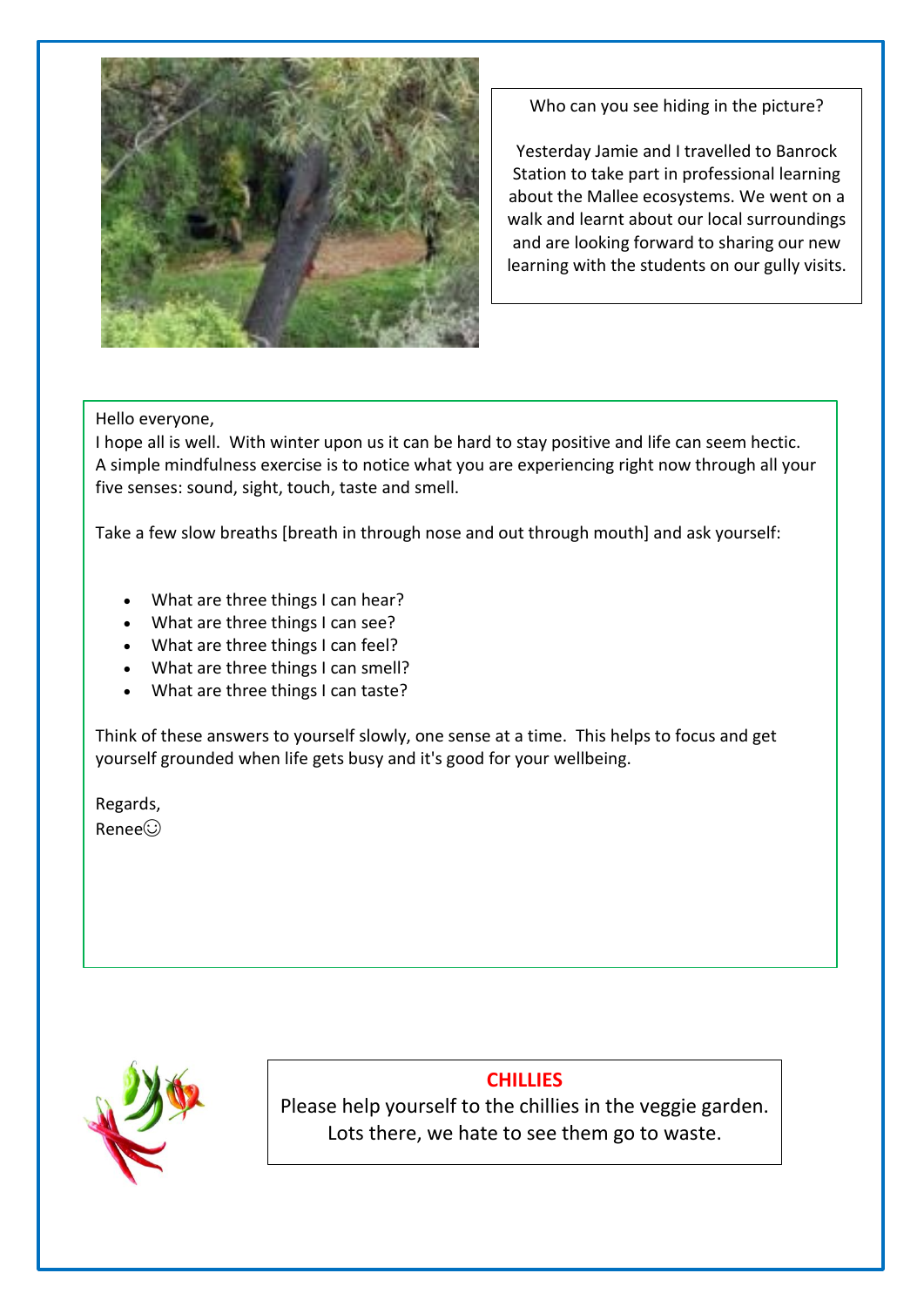Who can you see hiding in the picture?

Yesterday Jamie and I travelled to Banrock Station to take part in professional learning about the Mallee ecosystems. We went on a walk and learnt about our local surroundings and are looking forward to sharing our new learning with the students on our gully visits.

Hello everyone,

I hope all is well. With winter upon us it can be hard to stay positive and life can seem hectic. A simple mindfulness exercise is to notice what you are experiencing right now through all your five senses: sound, sight, touch, taste and smell.

Take a few slow breaths [breath in through nose and out through mouth] and ask yourself:

- What are three things I can hear?
- What are three things I can see?
- What are three things I can feel?
- What are three things I can smell?
- What are three things I can taste?

Think of these answers to yourself slowly, one sense at a time. This helps to focus and get yourself grounded when life gets busy and it's good for your wellbeing.

Regards,
Renee☺

**CHILLIES**

Please help yourself to the chillies in the veggie garden. Lots there, we hate to see them go to waste.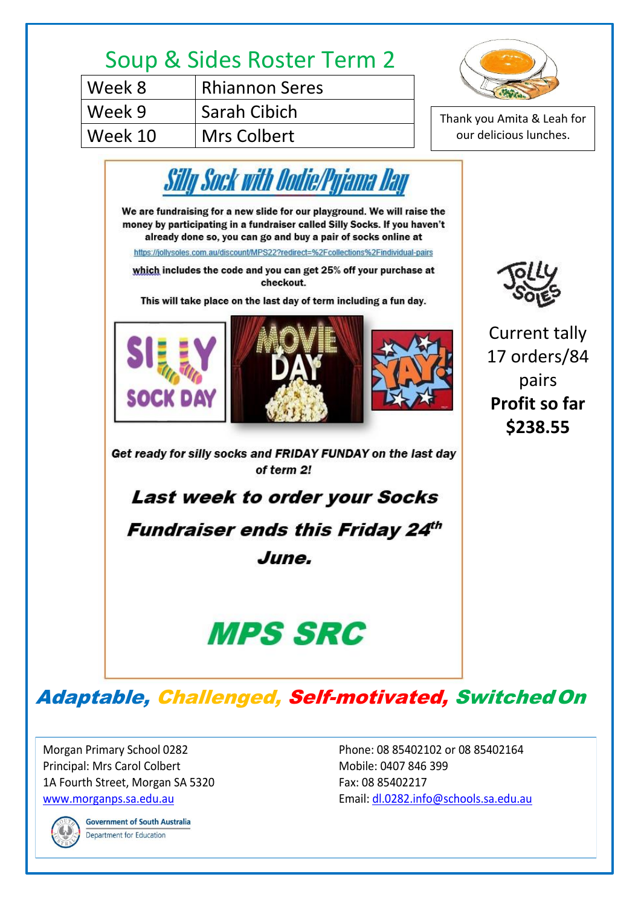## Soup & Sides Roster Term 2

| | |
|---|---|
| Week 8 | Rhiannon Seres |
| Week 9 | Sarah Cibich |
| Week 10 | Mrs Colbert |

Thank you Amita & Leah for our delicious lunches.

## Silly Sock with Oodie/Pyjama Day

**We are fundraising for a new slide for our playground. We will raise the money by participating in a fundraiser called Silly Socks. If you haven't already done so, you can go and buy a pair of socks online at**

https://jollysoles.com.au/discount/MPS22?redirect=%2Fcollections%2Findividual-pairs

**which includes the code and you can get 25% off your purchase at checkout.**

**This will take place on the last day of term including a fun day.**

SILLY SOCK DAY

MOVIE DAY

YAY!

***Get ready for silly socks and FRIDAY FUNDAY on the last day of term 2!***

***Last week to order your Socks***

***Fundraiser ends this Friday 24th June.***

***MPS SRC***

Jolly Soles

Current tally 17 orders/84 pairs

**Profit so far $238.55**

***Adaptable, Challenged, Self-motivated, Switched On***

Morgan Primary School 0282
Principal: Mrs Carol Colbert
1A Fourth Street, Morgan SA 5320
www.morganps.sa.edu.au

Phone: 08 85402102 or 08 85402164
Mobile: 0407 846 399
Fax: 08 85402217
Email: dl.0282.info@schools.sa.edu.au

Government of South Australia
Department for Education